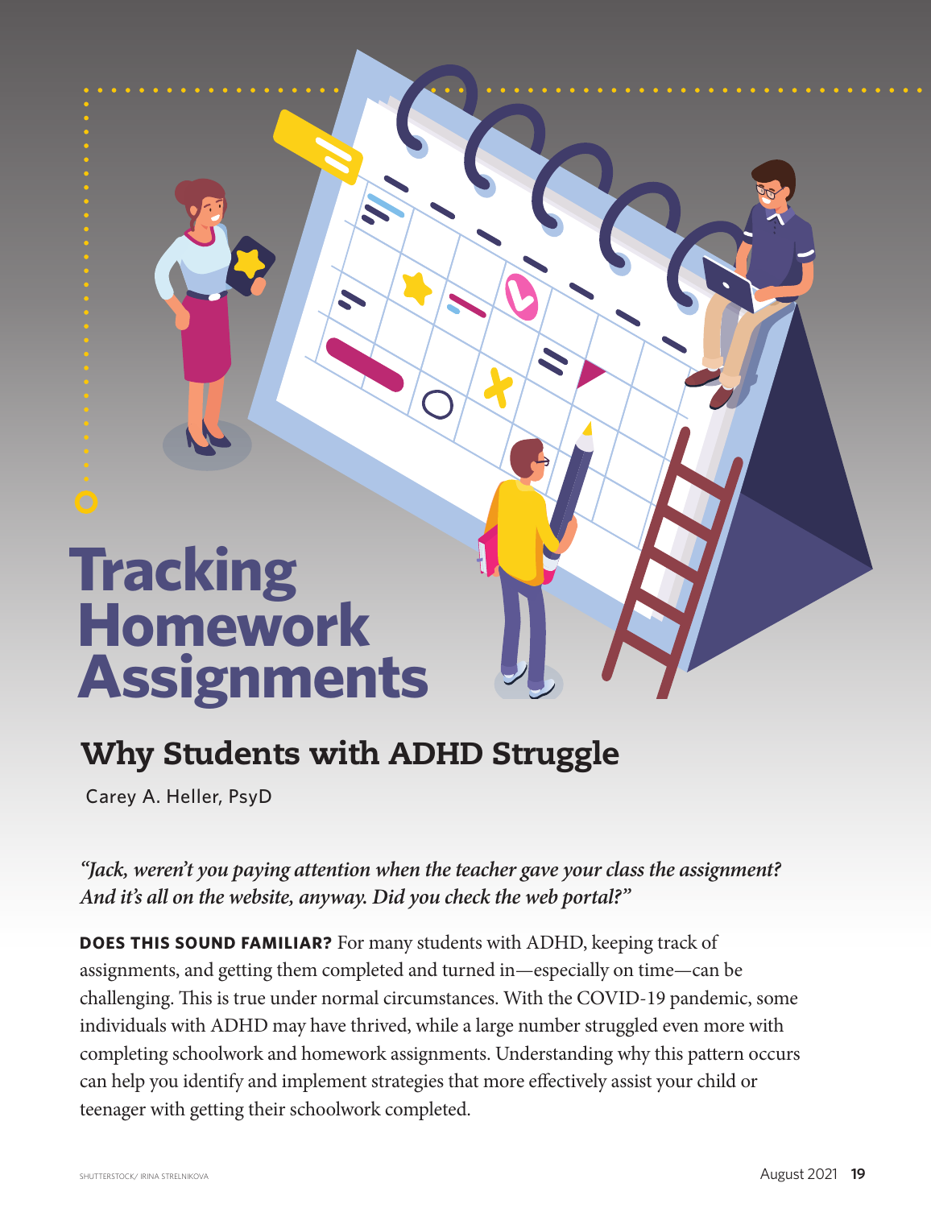# Tracking Homework Assignments

## Why Students with ADHD Struggle

Carey A. Heller, PsyD

*"Jack, weren't you paying attention when the teacher gave your class the assignment? And it's all on the website, anyway. Did you check the web portal?"*

**DOES THIS SOUND FAMILIAR?** For many students with ADHD, keeping track of assignments, and getting them completed and turned in—especially on time—can be challenging. This is true under normal circumstances. With the COVID-19 pandemic, some individuals with ADHD may have thrived, while a large number struggled even more with completing schoolwork and homework assignments. Understanding why this pattern occurs can help you identify and implement strategies that more effectively assist your child or teenager with getting their schoolwork completed.

SHUTTERSTOCK/ IRINA STRELNIKOVA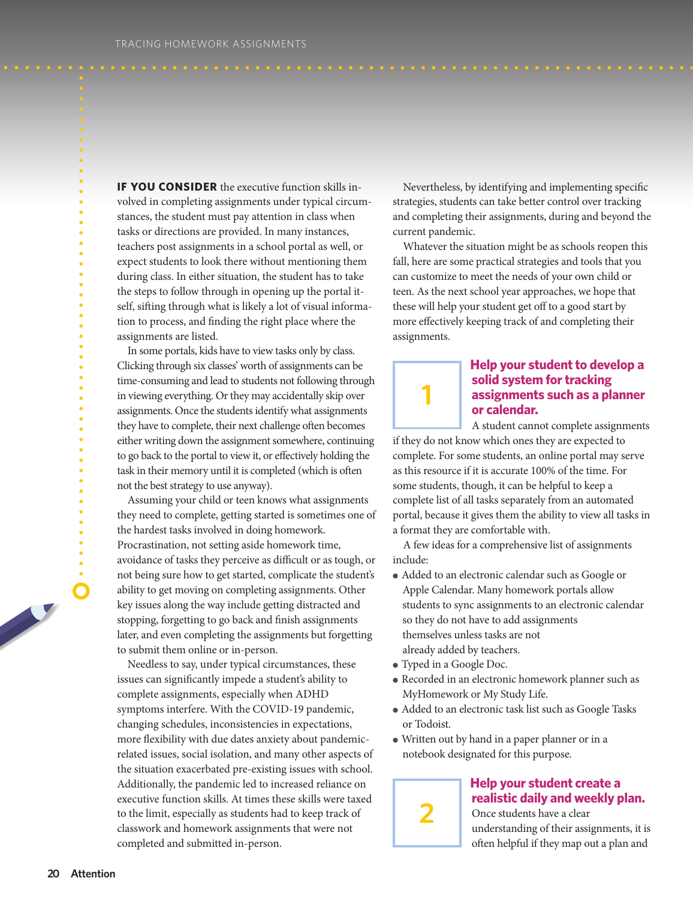**IF YOU CONSIDER** the executive function skills involved in completing assignments under typical circumstances, the student must pay attention in class when tasks or directions are provided. In many instances, teachers post assignments in a school portal as well, or expect students to look there without mentioning them during class. In either situation, the student has to take the steps to follow through in opening up the portal itself, sifting through what is likely a lot of visual information to process, and finding the right place where the assignments are listed.

In some portals, kids have to view tasks only by class. Clicking through six classes' worth of assignments can be time-consuming and lead to students not following through in viewing everything. Or they may accidentally skip over assignments. Once the students identify what assignments they have to complete, their next challenge often becomes either writing down the assignment somewhere, continuing to go back to the portal to view it, or effectively holding the task in their memory until it is completed (which is often not the best strategy to use anyway).

Assuming your child or teen knows what assignments they need to complete, getting started is sometimes one of the hardest tasks involved in doing homework. Procrastination, not setting aside homework time, avoidance of tasks they perceive as difficult or as tough, or not being sure how to get started, complicate the student's ability to get moving on completing assignments. Other key issues along the way include getting distracted and stopping, forgetting to go back and finish assignments later, and even completing the assignments but forgetting to submit them online or in-person.

Needless to say, under typical circumstances, these issues can significantly impede a student's ability to complete assignments, especially when ADHD symptoms interfere. With the COVID-19 pandemic, changing schedules, inconsistencies in expectations, more flexibility with due dates anxiety about pandemic-related issues, social isolation, and many other aspects of the situation exacerbated pre-existing issues with school. Additionally, the pandemic led to increased reliance on executive function skills. At times these skills were taxed to the limit, especially as students had to keep track of classwork and homework assignments that were not completed and submitted in-person.

Nevertheless, by identifying and implementing specific strategies, students can take better control over tracking and completing their assignments, during and beyond the current pandemic.

Whatever the situation might be as schools reopen this fall, here are some practical strategies and tools that you can customize to meet the needs of your own child or teen. As the next school year approaches, we hope that these will help your student get off to a good start by more effectively keeping track of and completing their assignments.

## 1 Help your student to develop a solid system for tracking assignments such as a planner or calendar.

A student cannot complete assignments if they do not know which ones they are expected to complete. For some students, an online portal may serve as this resource if it is accurate 100% of the time. For some students, though, it can be helpful to keep a complete list of all tasks separately from an automated portal, because it gives them the ability to view all tasks in a format they are comfortable with.

A few ideas for a comprehensive list of assignments include:

- Added to an electronic calendar such as Google or Apple Calendar. Many homework portals allow students to sync assignments to an electronic calendar so they do not have to add assignments themselves unless tasks are not already added by teachers.
- Typed in a Google Doc.
- Recorded in an electronic homework planner such as MyHomework or My Study Life.
- Added to an electronic task list such as Google Tasks or Todoist.
- Written out by hand in a paper planner or in a notebook designated for this purpose.

## 2 Help your student create a realistic daily and weekly plan.

Once students have a clear understanding of their assignments, it is often helpful if they map out a plan and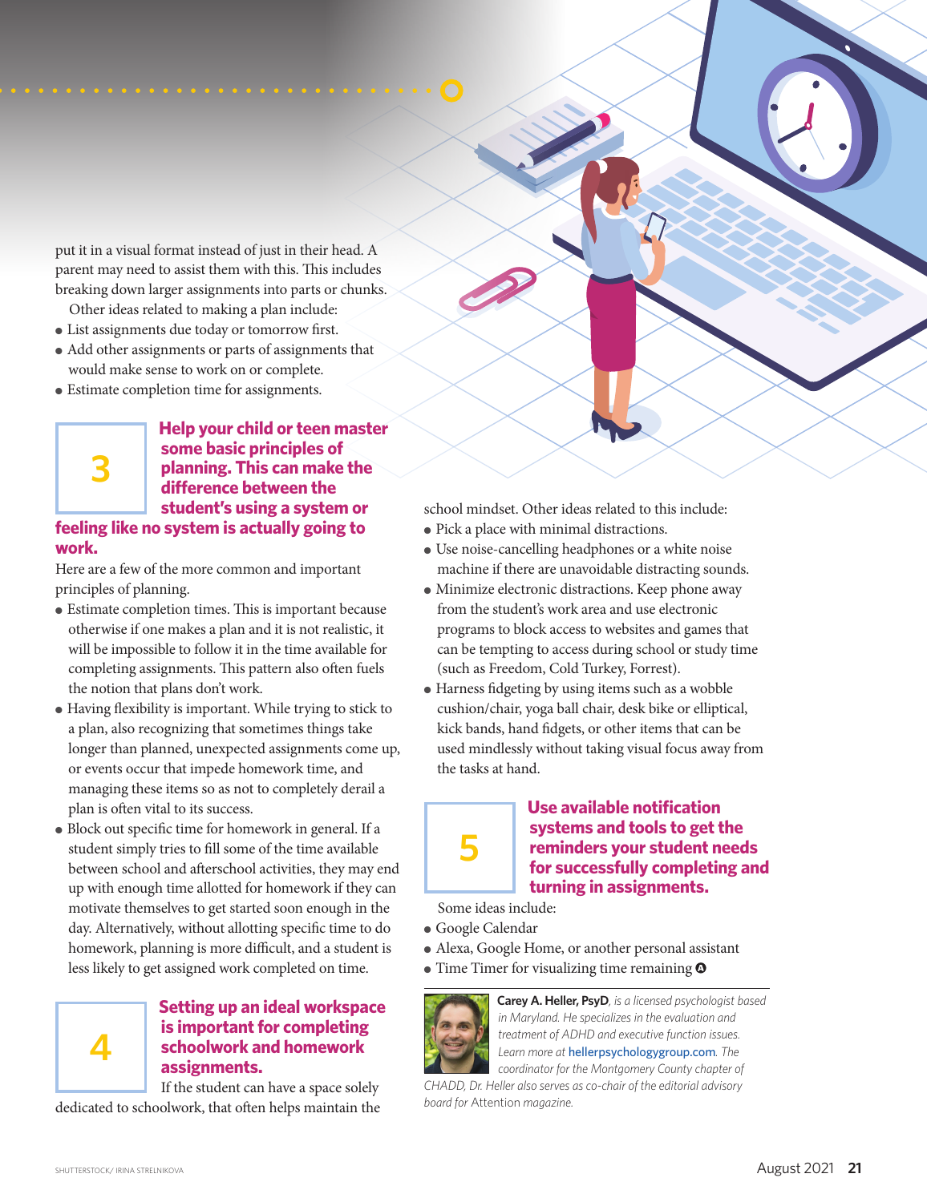put it in a visual format instead of just in their head. A parent may need to assist them with this. This includes breaking down larger assignments into parts or chunks.

Other ideas related to making a plan include:

- List assignments due today or tomorrow first.
- Add other assignments or parts of assignments that would make sense to work on or complete.
- Estimate completion time for assignments.

## 3 Help your child or teen master some basic principles of planning. This can make the difference between the student's using a system or feeling like no system is actually going to work.

Here are a few of the more common and important principles of planning.

- Estimate completion times. This is important because otherwise if one makes a plan and it is not realistic, it will be impossible to follow it in the time available for completing assignments. This pattern also often fuels the notion that plans don't work.
- Having flexibility is important. While trying to stick to a plan, also recognizing that sometimes things take longer than planned, unexpected assignments come up, or events occur that impede homework time, and managing these items so as not to completely derail a plan is often vital to its success.
- Block out specific time for homework in general. If a student simply tries to fill some of the time available between school and afterschool activities, they may end up with enough time allotted for homework if they can motivate themselves to get started soon enough in the day. Alternatively, without allotting specific time to do homework, planning is more difficult, and a student is less likely to get assigned work completed on time.

## 4 Setting up an ideal workspace is important for completing schoolwork and homework assignments.

If the student can have a space solely dedicated to schoolwork, that often helps maintain the school mindset. Other ideas related to this include:

- Pick a place with minimal distractions.
- Use noise-cancelling headphones or a white noise machine if there are unavoidable distracting sounds.
- Minimize electronic distractions. Keep phone away from the student's work area and use electronic programs to block access to websites and games that can be tempting to access during school or study time (such as Freedom, Cold Turkey, Forrest).
- Harness fidgeting by using items such as a wobble cushion/chair, yoga ball chair, desk bike or elliptical, kick bands, hand fidgets, or other items that can be used mindlessly without taking visual focus away from the tasks at hand.

## 5 Use available notification systems and tools to get the reminders your student needs for successfully completing and turning in assignments.

Some ideas include:

- Google Calendar
- Alexa, Google Home, or another personal assistant
- Time Timer for visualizing time remaining

---

**Carey A. Heller, PsyD**, *is a licensed psychologist based in Maryland. He specializes in the evaluation and treatment of ADHD and executive function issues. Learn more at* hellerpsychologygroup.com*. The coordinator for the Montgomery County chapter of CHADD, Dr. Heller also serves as co-chair of the editorial advisory board for* Attention *magazine.*

SHUTTERSTOCK/ IRINA STRELNIKOVA